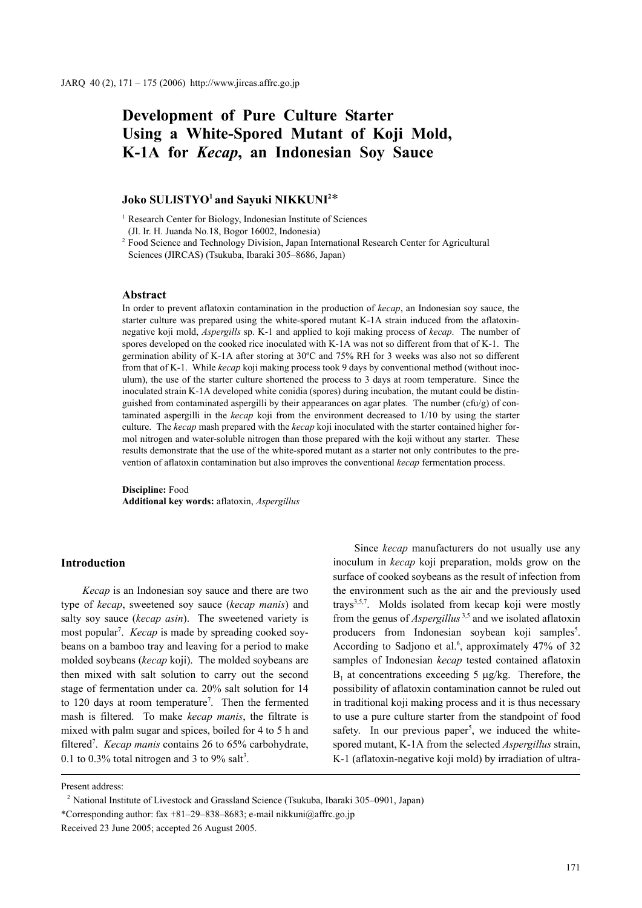# Development of Pure Culture Starter Using a White-Spored Mutant of Koji Mold, K-1A for *Kecap*, an Indonesian Soy Sauce

**Joko SULISTYO[1] and Sayuki NIKKUNI[2]***

[1] Research Center for Biology, Indonesian Institute of Sciences (Jl. Ir. H. Juanda No.18, Bogor 16002, Indonesia)

[2] Food Science and Technology Division, Japan International Research Center for Agricultural Sciences (JIRCAS) (Tsukuba, Ibaraki 305–8686, Japan)

## Abstract

In order to prevent aflatoxin contamination in the production of *kecap*, an Indonesian soy sauce, the starter culture was prepared using the white-spored mutant K-1A strain induced from the aflatoxin-negative koji mold, *Aspergills* sp. K-1 and applied to koji making process of *kecap*. The number of spores developed on the cooked rice inoculated with K-1A was not so different from that of K-1. The germination ability of K-1A after storing at 30ºC and 75% RH for 3 weeks was also not so different from that of K-1. While *kecap* koji making process took 9 days by conventional method (without inoculum), the use of the starter culture shortened the process to 3 days at room temperature. Since the inoculated strain K-1A developed white conidia (spores) during incubation, the mutant could be distinguished from contaminated aspergilli by their appearances on agar plates. The number (cfu/g) of contaminated aspergilli in the *kecap* koji from the environment decreased to 1/10 by using the starter culture. The *kecap* mash prepared with the *kecap* koji inoculated with the starter contained higher formol nitrogen and water-soluble nitrogen than those prepared with the koji without any starter. These results demonstrate that the use of the white-spored mutant as a starter not only contributes to the prevention of aflatoxin contamination but also improves the conventional *kecap* fermentation process.

**Discipline:** Food
**Additional key words:** aflatoxin, *Aspergillus*

## Introduction

*Kecap* is an Indonesian soy sauce and there are two type of *kecap*, sweetened soy sauce (*kecap manis*) and salty soy sauce (*kecap asin*). The sweetened variety is most popular[7]. *Kecap* is made by spreading cooked soybeans on a bamboo tray and leaving for a period to make molded soybeans (*kecap* koji). The molded soybeans are then mixed with salt solution to carry out the second stage of fermentation under ca. 20% salt solution for 14 to 120 days at room temperature[7]. Then the fermented mash is filtered. To make *kecap manis*, the filtrate is mixed with palm sugar and spices, boiled for 4 to 5 h and filtered[7]. *Kecap manis* contains 26 to 65% carbohydrate, 0.1 to 0.3% total nitrogen and 3 to 9% salt[3].

Since *kecap* manufacturers do not usually use any inoculum in *kecap* koji preparation, molds grow on the surface of cooked soybeans as the result of infection from the environment such as the air and the previously used trays[3,5,7]. Molds isolated from kecap koji were mostly from the genus of *Aspergillus*[3,5] and we isolated aflatoxin producers from Indonesian soybean koji samples[5]. According to Sadjono et al.[6], approximately 47% of 32 samples of Indonesian *kecap* tested contained aflatoxin $B_1$ at concentrations exceeding 5 μg/kg. Therefore, the possibility of aflatoxin contamination cannot be ruled out in traditional koji making process and it is thus necessary to use a pure culture starter from the standpoint of food safety. In our previous paper[5], we induced the white-spored mutant, K-1A from the selected *Aspergillus* strain, K-1 (aflatoxin-negative koji mold) by irradiation of ultra-

Present address:

[2] National Institute of Livestock and Grassland Science (Tsukuba, Ibaraki 305–0901, Japan)

*Corresponding author: fax +81–29–838–8683; e-mail nikkuni@affrc.go.jp

Received 23 June 2005; accepted 26 August 2005.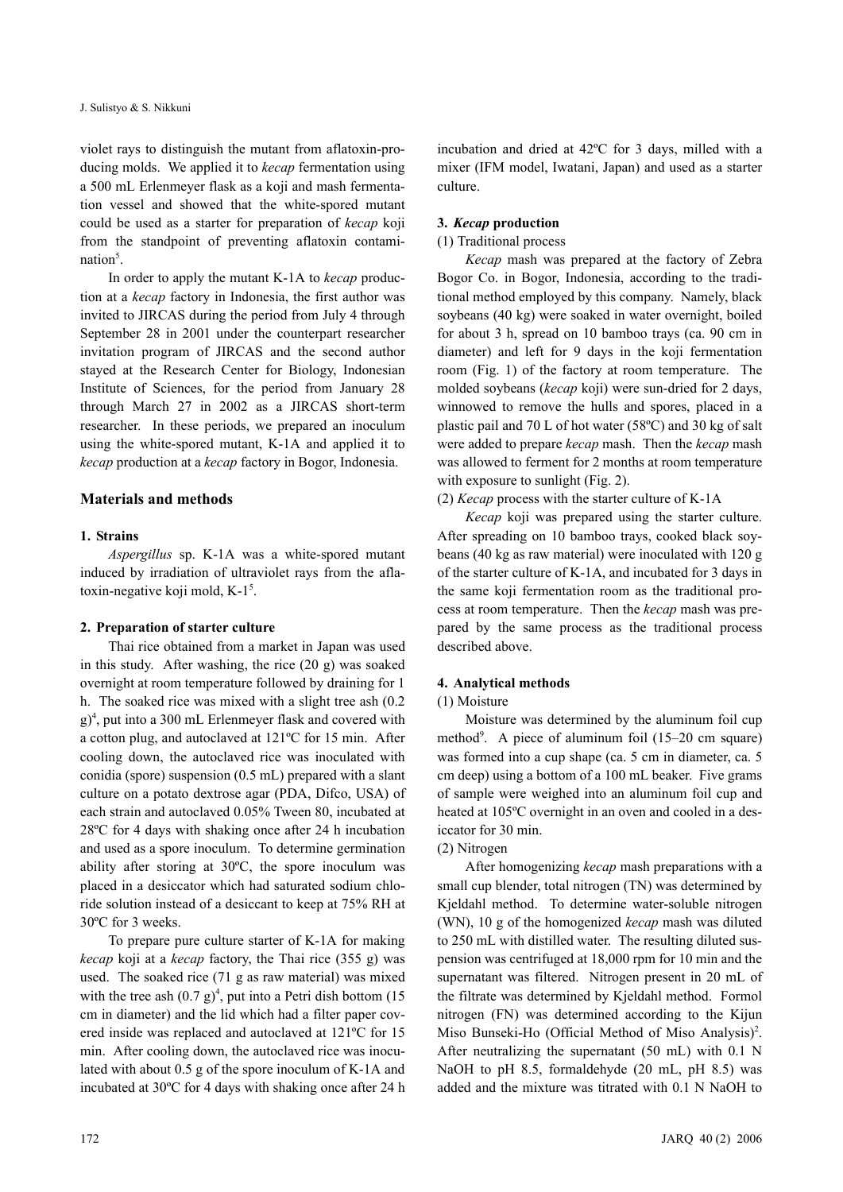violet rays to distinguish the mutant from aflatoxin-producing molds. We applied it to *kecap* fermentation using a 500 mL Erlenmeyer flask as a koji and mash fermentation vessel and showed that the white-spored mutant could be used as a starter for preparation of *kecap* koji from the standpoint of preventing aflatoxin contamination[5].

In order to apply the mutant K-1A to *kecap* production at a *kecap* factory in Indonesia, the first author was invited to JIRCAS during the period from July 4 through September 28 in 2001 under the counterpart researcher invitation program of JIRCAS and the second author stayed at the Research Center for Biology, Indonesian Institute of Sciences, for the period from January 28 through March 27 in 2002 as a JIRCAS short-term researcher. In these periods, we prepared an inoculum using the white-spored mutant, K-1A and applied it to *kecap* production at a *kecap* factory in Bogor, Indonesia.

## Materials and methods

### 1. Strains

*Aspergillus* sp. K-1A was a white-spored mutant induced by irradiation of ultraviolet rays from the aflatoxin-negative koji mold, K-1[5].

### 2. Preparation of starter culture

Thai rice obtained from a market in Japan was used in this study. After washing, the rice (20 g) was soaked overnight at room temperature followed by draining for 1 h. The soaked rice was mixed with a slight tree ash (0.2 g)[4], put into a 300 mL Erlenmeyer flask and covered with a cotton plug, and autoclaved at 121ºC for 15 min. After cooling down, the autoclaved rice was inoculated with conidia (spore) suspension (0.5 mL) prepared with a slant culture on a potato dextrose agar (PDA, Difco, USA) of each strain and autoclaved 0.05% Tween 80, incubated at 28ºC for 4 days with shaking once after 24 h incubation and used as a spore inoculum. To determine germination ability after storing at 30ºC, the spore inoculum was placed in a desiccator which had saturated sodium chloride solution instead of a desiccant to keep at 75% RH at 30ºC for 3 weeks.

To prepare pure culture starter of K-1A for making *kecap* koji at a *kecap* factory, the Thai rice (355 g) was used. The soaked rice (71 g as raw material) was mixed with the tree ash (0.7 g)[4], put into a Petri dish bottom (15 cm in diameter) and the lid which had a filter paper covered inside was replaced and autoclaved at 121ºC for 15 min. After cooling down, the autoclaved rice was inoculated with about 0.5 g of the spore inoculum of K-1A and incubated at 30ºC for 4 days with shaking once after 24 h incubation and dried at 42ºC for 3 days, milled with a mixer (IFM model, Iwatani, Japan) and used as a starter culture.

### 3. *Kecap* production

(1) Traditional process

*Kecap* mash was prepared at the factory of Zebra Bogor Co. in Bogor, Indonesia, according to the traditional method employed by this company. Namely, black soybeans (40 kg) were soaked in water overnight, boiled for about 3 h, spread on 10 bamboo trays (ca. 90 cm in diameter) and left for 9 days in the koji fermentation room (Fig. 1) of the factory at room temperature. The molded soybeans (*kecap* koji) were sun-dried for 2 days, winnowed to remove the hulls and spores, placed in a plastic pail and 70 L of hot water (58ºC) and 30 kg of salt were added to prepare *kecap* mash. Then the *kecap* mash was allowed to ferment for 2 months at room temperature with exposure to sunlight (Fig. 2).

(2) *Kecap* process with the starter culture of K-1A

*Kecap* koji was prepared using the starter culture. After spreading on 10 bamboo trays, cooked black soybeans (40 kg as raw material) were inoculated with 120 g of the starter culture of K-1A, and incubated for 3 days in the same koji fermentation room as the traditional process at room temperature. Then the *kecap* mash was prepared by the same process as the traditional process described above.

### 4. Analytical methods

(1) Moisture

Moisture was determined by the aluminum foil cup method[9]. A piece of aluminum foil (15–20 cm square) was formed into a cup shape (ca. 5 cm in diameter, ca. 5 cm deep) using a bottom of a 100 mL beaker. Five grams of sample were weighed into an aluminum foil cup and heated at 105ºC overnight in an oven and cooled in a desiccator for 30 min.

(2) Nitrogen

After homogenizing *kecap* mash preparations with a small cup blender, total nitrogen (TN) was determined by Kjeldahl method. To determine water-soluble nitrogen (WN), 10 g of the homogenized *kecap* mash was diluted to 250 mL with distilled water. The resulting diluted suspension was centrifuged at 18,000 rpm for 10 min and the supernatant was filtered. Nitrogen present in 20 mL of the filtrate was determined by Kjeldahl method. Formol nitrogen (FN) was determined according to the Kijun Miso Bunseki-Ho (Official Method of Miso Analysis)[2]. After neutralizing the supernatant (50 mL) with 0.1 N NaOH to pH 8.5, formaldehyde (20 mL, pH 8.5) was added and the mixture was titrated with 0.1 N NaOH to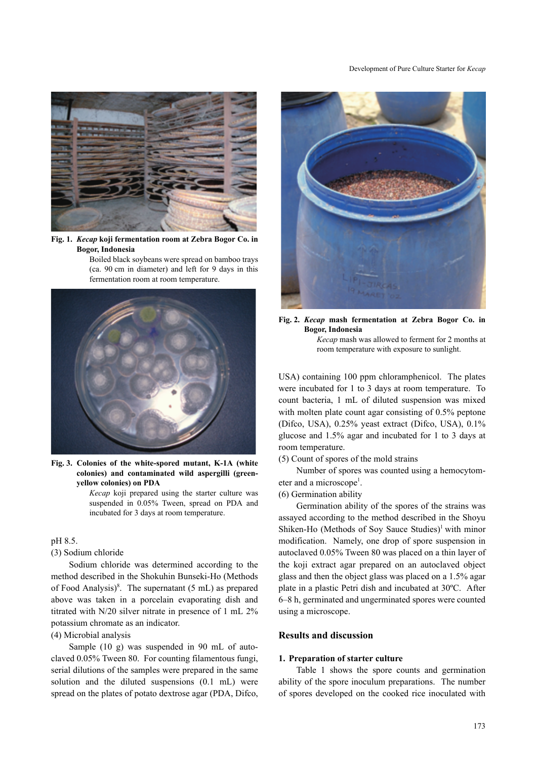**Fig. 1. *Kecap* koji fermentation room at Zebra Bogor Co. in Bogor, Indonesia**

Boiled black soybeans were spread on bamboo trays (ca. 90 cm in diameter) and left for 9 days in this fermentation room at room temperature.

**Fig. 2. *Kecap* mash fermentation at Zebra Bogor Co. in Bogor, Indonesia**

*Kecap* mash was allowed to ferment for 2 months at room temperature with exposure to sunlight.

**Fig. 3. Colonies of the white-spored mutant, K-1A (white colonies) and contaminated wild aspergilli (green-yellow colonies) on PDA**

*Kecap* koji prepared using the starter culture was suspended in 0.05% Tween, spread on PDA and incubated for 3 days at room temperature.

pH 8.5.

(3) Sodium chloride

Sodium chloride was determined according to the method described in the Shokuhin Bunseki-Ho (Methods of Food Analysis)[8]. The supernatant (5 mL) as prepared above was taken in a porcelain evaporating dish and titrated with N/20 silver nitrate in presence of 1 mL 2% potassium chromate as an indicator.

(4) Microbial analysis

Sample (10 g) was suspended in 90 mL of autoclaved 0.05% Tween 80. For counting filamentous fungi, serial dilutions of the samples were prepared in the same solution and the diluted suspensions (0.1 mL) were spread on the plates of potato dextrose agar (PDA, Difco, USA) containing 100 ppm chloramphenicol. The plates were incubated for 1 to 3 days at room temperature. To count bacteria, 1 mL of diluted suspension was mixed with molten plate count agar consisting of 0.5% peptone (Difco, USA), 0.25% yeast extract (Difco, USA), 0.1% glucose and 1.5% agar and incubated for 1 to 3 days at room temperature.

(5) Count of spores of the mold strains

Number of spores was counted using a hemocytometer and a microscope[1].

(6) Germination ability

Germination ability of the spores of the strains was assayed according to the method described in the Shoyu Shiken-Ho (Methods of Soy Sauce Studies)[1] with minor modification. Namely, one drop of spore suspension in autoclaved 0.05% Tween 80 was placed on a thin layer of the koji extract agar prepared on an autoclaved object glass and then the object glass was placed on a 1.5% agar plate in a plastic Petri dish and incubated at 30ºC. After 6–8 h, germinated and ungerminated spores were counted using a microscope.

## Results and discussion

### 1. Preparation of starter culture

Table 1 shows the spore counts and germination ability of the spore inoculum preparations. The number of spores developed on the cooked rice inoculated with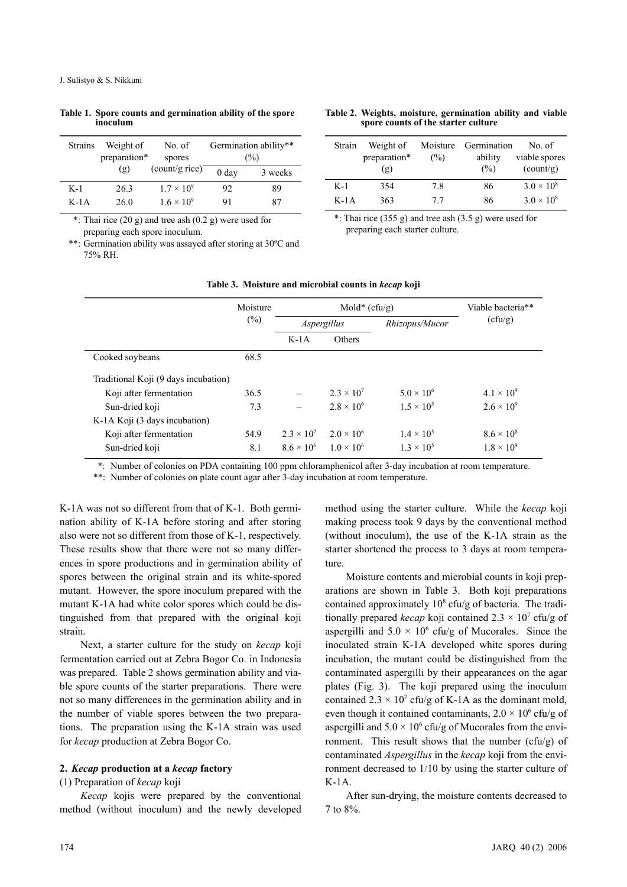**Table 1. Spore counts and germination ability of the spore inoculum**

| Strains | Weight of preparation* (g) | No. of spores (count/g rice) | Germination ability** (%) | |
|---|---|---|---|---|
| | | | 0 day | 3 weeks |
| K-1 | 26.3 | $1.7 \times 10^9$ | 92 | 89 |
| K-1A | 26.0 | $1.6 \times 10^9$ | 91 | 87 |

*: Thai rice (20 g) and tree ash (0.2 g) were used for preparing each spore inoculum.

**: Germination ability was assayed after storing at 30ºC and 75% RH.

**Table 2. Weights, moisture, germination ability and viable spore counts of the starter culture**

| Strain | Weight of preparation* (g) | Moisture (%) | Germination ability (%) | No. of viable spores (count/g) |
|---|---|---|---|---|
| K-1 | 354 | 7.8 | 86 | $3.0 \times 10^8$ |
| K-1A | 363 | 7.7 | 86 | $3.0 \times 10^8$ |

*: Thai rice (355 g) and tree ash (3.5 g) were used for preparing each starter culture.

**Table 3. Moisture and microbial counts in *kecap* koji**

| | Moisture (%) | Mold* (cfu/g) | | | Viable bacteria** (cfu/g) |
|---|---|---|---|---|---|
| | | *Aspergillus* | | *Rhizopus/Mucor* | |
| | | K-1A | Others | | |
| Cooked soybeans | 68.5 | | | | |
| Traditional Koji (9 days incubation) | | | | | |
| Koji after fermentation | 36.5 | – | $2.3 \times 10^7$ | $5.0 \times 10^6$ | $4.1 \times 10^9$ |
| Sun-dried koji | 7.3 | – | $2.8 \times 10^6$ | $1.5 \times 10^5$ | $2.6 \times 10^9$ |
| K-1A Koji (3 days incubation) | | | | | |
| Koji after fermentation | 54.9 | $2.3 \times 10^7$ | $2.0 \times 10^6$ | $1.4 \times 10^5$ | $8.6 \times 10^8$ |
| Sun-dried koji | 8.1 | $8.6 \times 10^6$ | $1.0 \times 10^6$ | $1.3 \times 10^5$ | $1.8 \times 10^9$ |

*: Number of colonies on PDA containing 100 ppm chloramphenicol after 3-day incubation at room temperature.

**: Number of colonies on plate count agar after 3-day incubation at room temperature.

K-1A was not so different from that of K-1. Both germination ability of K-1A before storing and after storing also were not so different from those of K-1, respectively. These results show that there were not so many differences in spore productions and in germination ability of spores between the original strain and its white-spored mutant. However, the spore inoculum prepared with the mutant K-1A had white color spores which could be distinguished from that prepared with the original koji strain.

Next, a starter culture for the study on *kecap* koji fermentation carried out at Zebra Bogor Co. in Indonesia was prepared. Table 2 shows germination ability and viable spore counts of the starter preparations. There were not so many differences in the germination ability and in the number of viable spores between the two preparations. The preparation using the K-1A strain was used for *kecap* production at Zebra Bogor Co.

## 2. *Kecap* production at a *kecap* factory

### (1) Preparation of *kecap* koji

*Kecap* kojis were prepared by the conventional method (without inoculum) and the newly developed method using the starter culture. While the *kecap* koji making process took 9 days by the conventional method (without inoculum), the use of the K-1A strain as the starter shortened the process to 3 days at room temperature.

Moisture contents and microbial counts in koji preparations are shown in Table 3. Both koji preparations contained approximately $10^8$ cfu/g of bacteria. The traditionally prepared *kecap* koji contained $2.3 \times 10^7$ cfu/g of aspergilli and $5.0 \times 10^6$ cfu/g of Mucorales. Since the inoculated strain K-1A developed white spores during incubation, the mutant could be distinguished from the contaminated aspergilli by their appearances on the agar plates (Fig. 3). The koji prepared using the inoculum contained $2.3 \times 10^7$ cfu/g of K-1A as the dominant mold, even though it contained contaminants, $2.0 \times 10^6$ cfu/g of aspergilli and $5.0 \times 10^6$ cfu/g of Mucorales from the environment. This result shows that the number (cfu/g) of contaminated *Aspergillus* in the *kecap* koji from the environment decreased to 1/10 by using the starter culture of K-1A.

After sun-drying, the moisture contents decreased to 7 to 8%.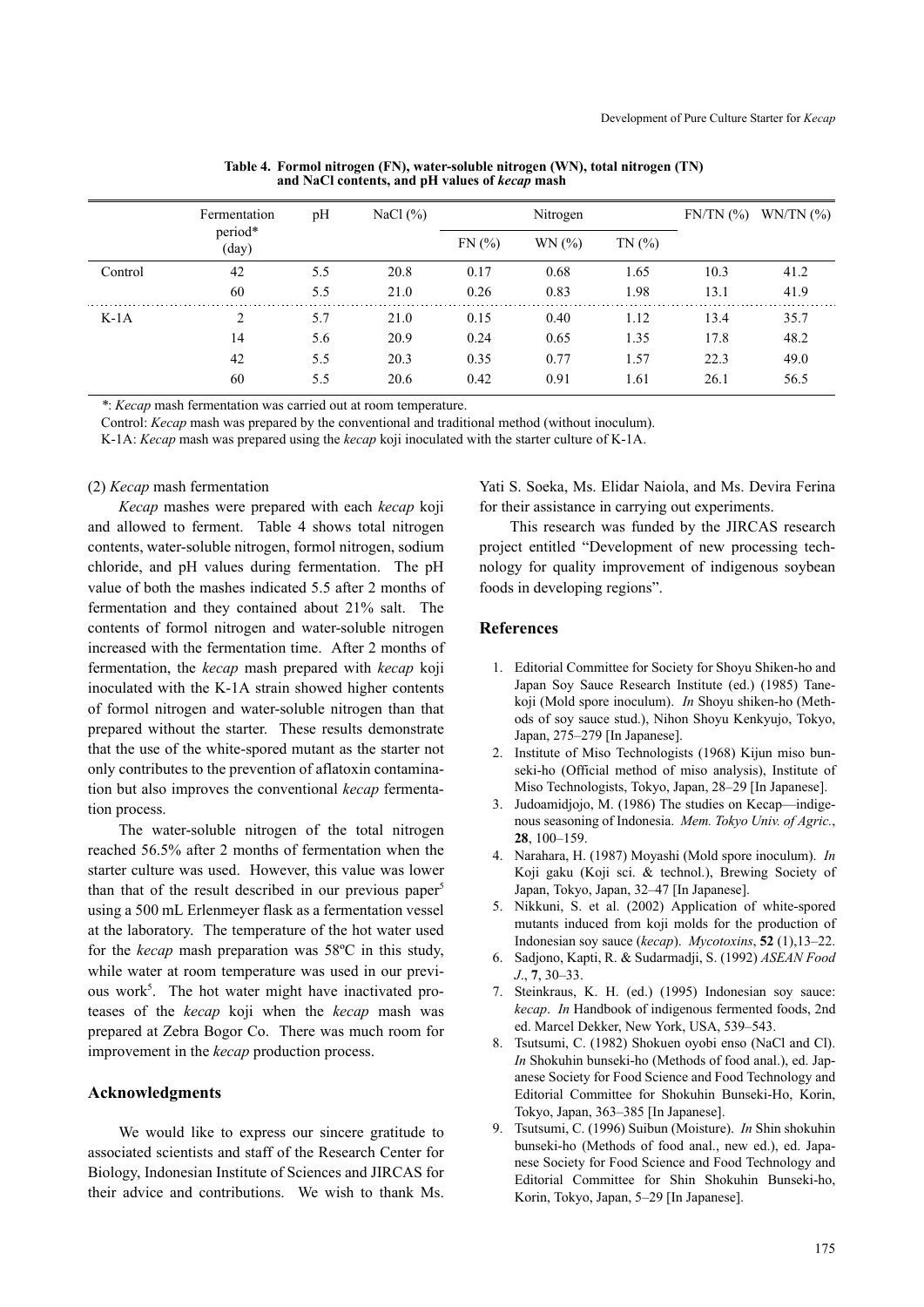**Table 4. Formol nitrogen (FN), water-soluble nitrogen (WN), total nitrogen (TN) and NaCl contents, and pH values of *kecap* mash**

| | Fermentation period* (day) | pH | NaCl (%) | Nitrogen | | | FN/TN (%) | WN/TN (%) |
|---|---|---|---|---|---|---|---|---|
| | | | | FN (%) | WN (%) | TN (%) | | |
| Control | 42 | 5.5 | 20.8 | 0.17 | 0.68 | 1.65 | 10.3 | 41.2 |
| | 60 | 5.5 | 21.0 | 0.26 | 0.83 | 1.98 | 13.1 | 41.9 |
| K-1A | 2 | 5.7 | 21.0 | 0.15 | 0.40 | 1.12 | 13.4 | 35.7 |
| | 14 | 5.6 | 20.9 | 0.24 | 0.65 | 1.35 | 17.8 | 48.2 |
| | 42 | 5.5 | 20.3 | 0.35 | 0.77 | 1.57 | 22.3 | 49.0 |
| | 60 | 5.5 | 20.6 | 0.42 | 0.91 | 1.61 | 26.1 | 56.5 |

*: *Kecap* mash fermentation was carried out at room temperature.
Control: *Kecap* mash was prepared by the conventional and traditional method (without inoculum).
K-1A: *Kecap* mash was prepared using the *kecap* koji inoculated with the starter culture of K-1A.

(2) *Kecap* mash fermentation

*Kecap* mashes were prepared with each *kecap* koji and allowed to ferment. Table 4 shows total nitrogen contents, water-soluble nitrogen, formol nitrogen, sodium chloride, and pH values during fermentation. The pH value of both the mashes indicated 5.5 after 2 months of fermentation and they contained about 21% salt. The contents of formol nitrogen and water-soluble nitrogen increased with the fermentation time. After 2 months of fermentation, the *kecap* mash prepared with *kecap* koji inoculated with the K-1A strain showed higher contents of formol nitrogen and water-soluble nitrogen than that prepared without the starter. These results demonstrate that the use of the white-spored mutant as the starter not only contributes to the prevention of aflatoxin contamination but also improves the conventional *kecap* fermentation process.

The water-soluble nitrogen of the total nitrogen reached 56.5% after 2 months of fermentation when the starter culture was used. However, this value was lower than that of the result described in our previous paper[5] using a 500 mL Erlenmeyer flask as a fermentation vessel at the laboratory. The temperature of the hot water used for the *kecap* mash preparation was 58ºC in this study, while water at room temperature was used in our previous work[5]. The hot water might have inactivated proteases of the *kecap* koji when the *kecap* mash was prepared at Zebra Bogor Co. There was much room for improvement in the *kecap* production process.

## Acknowledgments

We would like to express our sincere gratitude to associated scientists and staff of the Research Center for Biology, Indonesian Institute of Sciences and JIRCAS for their advice and contributions. We wish to thank Ms. Yati S. Soeka, Ms. Elidar Naiola, and Ms. Devira Ferina for their assistance in carrying out experiments.

This research was funded by the JIRCAS research project entitled "Development of new processing technology for quality improvement of indigenous soybean foods in developing regions".

## References

1. Editorial Committee for Society for Shoyu Shiken-ho and Japan Soy Sauce Research Institute (ed.) (1985) Tanekoji (Mold spore inoculum). *In* Shoyu shiken-ho (Methods of soy sauce stud.), Nihon Shoyu Kenkyujo, Tokyo, Japan, 275–279 [In Japanese].
2. Institute of Miso Technologists (1968) Kijun miso bunseki-ho (Official method of miso analysis), Institute of Miso Technologists, Tokyo, Japan, 28–29 [In Japanese].
3. Judoamidjojo, M. (1986) The studies on Kecap—indigenous seasoning of Indonesia. *Mem. Tokyo Univ. of Agric.*, **28**, 100–159.
4. Narahara, H. (1987) Moyashi (Mold spore inoculum). *In* Koji gaku (Koji sci. & technol.), Brewing Society of Japan, Tokyo, Japan, 32–47 [In Japanese].
5. Nikkuni, S. et al. (2002) Application of white-spored mutants induced from koji molds for the production of Indonesian soy sauce (*kecap*). *Mycotoxins*, **52** (1),13–22.
6. Sadjono, Kapti, R. & Sudarmadji, S. (1992) *ASEAN Food J*., **7**, 30–33.
7. Steinkraus, K. H. (ed.) (1995) Indonesian soy sauce: *kecap*. *In* Handbook of indigenous fermented foods, 2nd ed. Marcel Dekker, New York, USA, 539–543.
8. Tsutsumi, C. (1982) Shokuen oyobi enso (NaCl and Cl). *In* Shokuhin bunseki-ho (Methods of food anal.), ed. Japanese Society for Food Science and Food Technology and Editorial Committee for Shokuhin Bunseki-Ho, Korin, Tokyo, Japan, 363–385 [In Japanese].
9. Tsutsumi, C. (1996) Suibun (Moisture). *In* Shin shokuhin bunseki-ho (Methods of food anal., new ed.), ed. Japanese Society for Food Science and Food Technology and Editorial Committee for Shin Shokuhin Bunseki-ho, Korin, Tokyo, Japan, 5–29 [In Japanese].